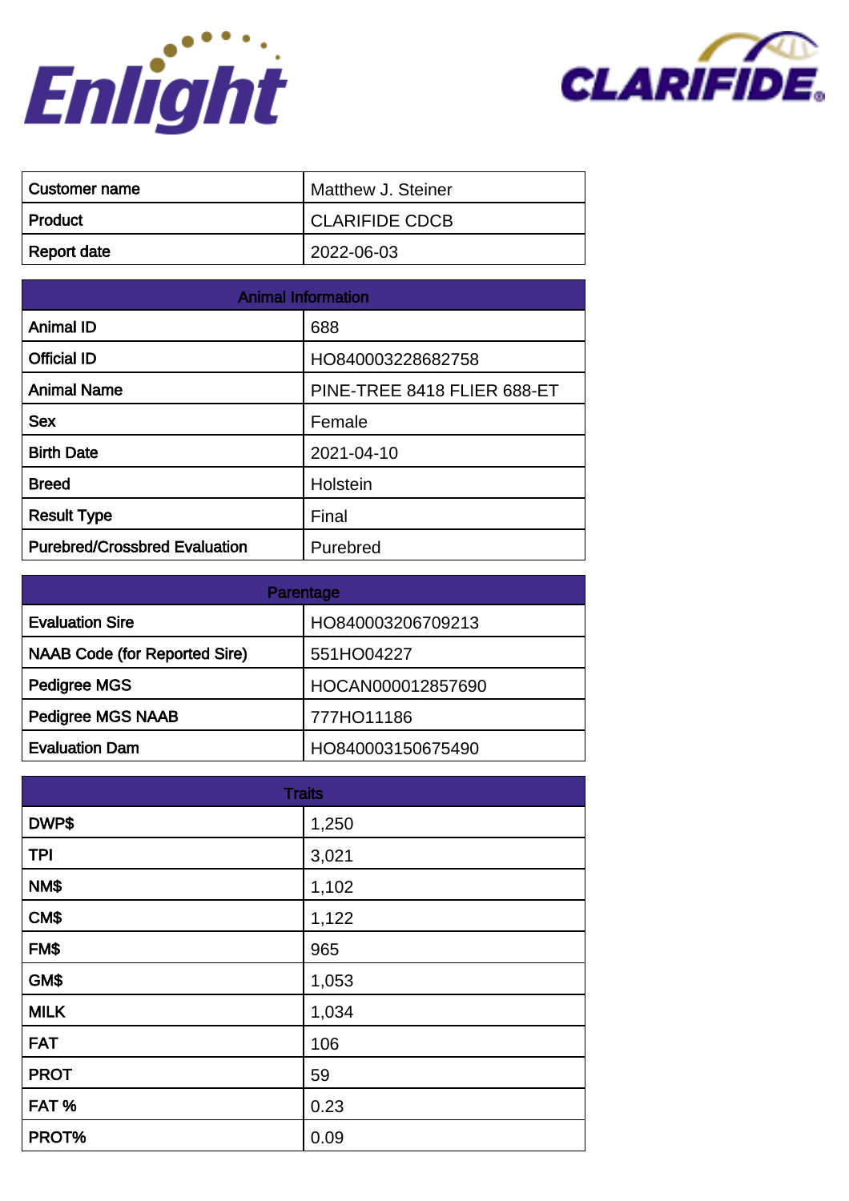Enlight

CLARIFIDE

| Customer name | Matthew J. Steiner |
|---|---|
| Product | CLARIFIDE CDCB |
| Report date | 2022-06-03 |

| Animal Information | |
|---|---|
| Animal ID | 688 |
| Official ID | HO840003228682758 |
| Animal Name | PINE-TREE 8418 FLIER 688-ET |
| Sex | Female |
| Birth Date | 2021-04-10 |
| Breed | Holstein |
| Result Type | Final |
| Purebred/Crossbred Evaluation | Purebred |

| Parentage | |
|---|---|
| Evaluation Sire | HO840003206709213 |
| NAAB Code (for Reported Sire) | 551HO04227 |
| Pedigree MGS | HOCAN000012857690 |
| Pedigree MGS NAAB | 777HO11186 |
| Evaluation Dam | HO840003150675490 |

| Traits | |
|---|---|
| DWP$ | 1,250 |
| TPI | 3,021 |
| NM$ | 1,102 |
| CM$ | 1,122 |
| FM$ | 965 |
| GM$ | 1,053 |
| MILK | 1,034 |
| FAT | 106 |
| PROT | 59 |
| FAT % | 0.23 |
| PROT% | 0.09 |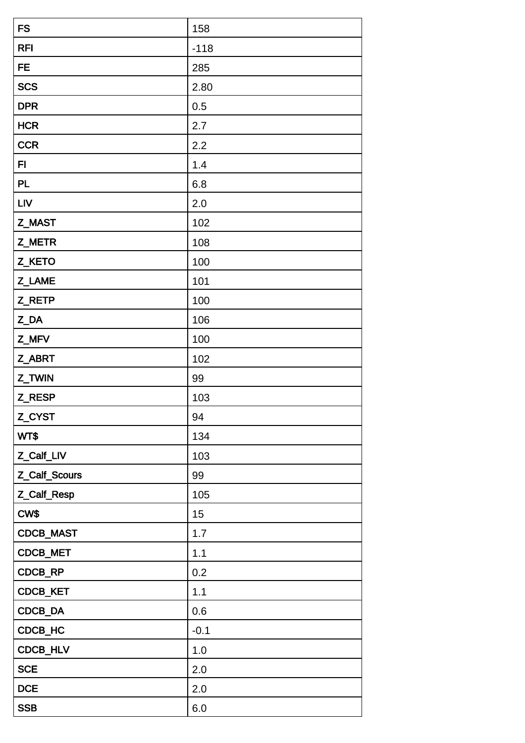| FS | 158 |
|---|---|
| RFI | -118 |
| FE | 285 |
| SCS | 2.80 |
| DPR | 0.5 |
| HCR | 2.7 |
| CCR | 2.2 |
| FI | 1.4 |
| PL | 6.8 |
| LIV | 2.0 |
| Z_MAST | 102 |
| Z_METR | 108 |
| Z_KETO | 100 |
| Z_LAME | 101 |
| Z_RETP | 100 |
| Z_DA | 106 |
| Z_MFV | 100 |
| Z_ABRT | 102 |
| Z_TWIN | 99 |
| Z_RESP | 103 |
| Z_CYST | 94 |
| WT$ | 134 |
| Z_Calf_LIV | 103 |
| Z_Calf_Scours | 99 |
| Z_Calf_Resp | 105 |
| CW$ | 15 |
| CDCB_MAST | 1.7 |
| CDCB_MET | 1.1 |
| CDCB_RP | 0.2 |
| CDCB_KET | 1.1 |
| CDCB_DA | 0.6 |
| CDCB_HC | -0.1 |
| CDCB_HLV | 1.0 |
| SCE | 2.0 |
| DCE | 2.0 |
| SSB | 6.0 |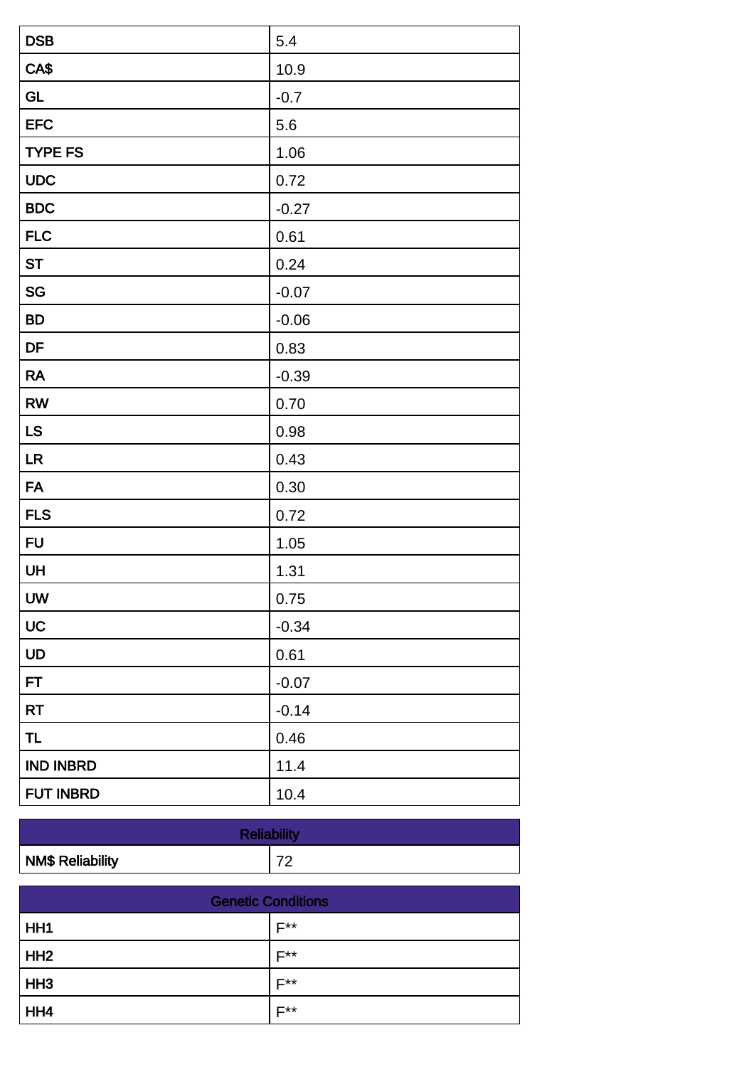| DSB | 5.4 |
|---|---|
| CA$ | 10.9 |
| GL | -0.7 |
| EFC | 5.6 |
| TYPE FS | 1.06 |
| UDC | 0.72 |
| BDC | -0.27 |
| FLC | 0.61 |
| ST | 0.24 |
| SG | -0.07 |
| BD | -0.06 |
| DF | 0.83 |
| RA | -0.39 |
| RW | 0.70 |
| LS | 0.98 |
| LR | 0.43 |
| FA | 0.30 |
| FLS | 0.72 |
| FU | 1.05 |
| UH | 1.31 |
| UW | 0.75 |
| UC | -0.34 |
| UD | 0.61 |
| FT | -0.07 |
| RT | -0.14 |
| TL | 0.46 |
| IND INBRD | 11.4 |
| FUT INBRD | 10.4 |

| Reliability | |
|---|---|
| NM$ Reliability | 72 |

| Genetic Conditions | |
|---|---|
| HH1 | F** |
| HH2 | F** |
| HH3 | F** |
| HH4 | F** |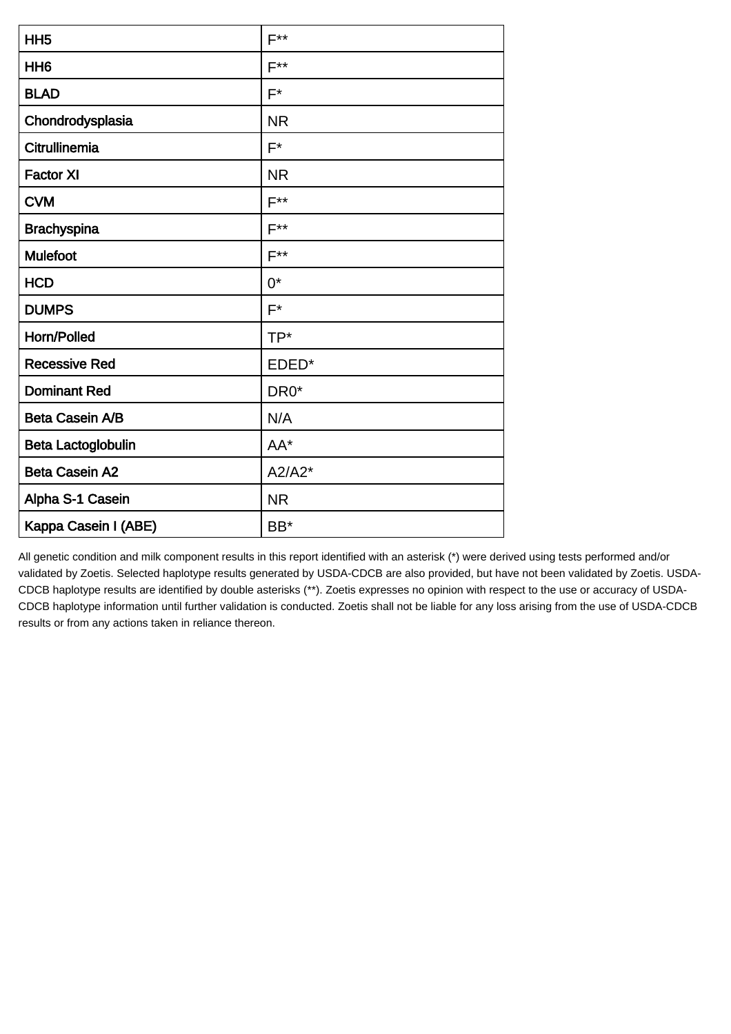| | |
|---|---|
| **HH5** | F** |
| **HH6** | F** |
| **BLAD** | F* |
| **Chondrodysplasia** | NR |
| **Citrullinemia** | F* |
| **Factor XI** | NR |
| **CVM** | F** |
| **Brachyspina** | F** |
| **Mulefoot** | F** |
| **HCD** | 0* |
| **DUMPS** | F* |
| **Horn/Polled** | TP* |
| **Recessive Red** | EDED* |
| **Dominant Red** | DR0* |
| **Beta Casein A/B** | N/A |
| **Beta Lactoglobulin** | AA* |
| **Beta Casein A2** | A2/A2* |
| **Alpha S-1 Casein** | NR |
| **Kappa Casein I (ABE)** | BB* |

All genetic condition and milk component results in this report identified with an asterisk (*) were derived using tests performed and/or validated by Zoetis. Selected haplotype results generated by USDA-CDCB are also provided, but have not been validated by Zoetis. USDA-CDCB haplotype results are identified by double asterisks (**). Zoetis expresses no opinion with respect to the use or accuracy of USDA-CDCB haplotype information until further validation is conducted. Zoetis shall not be liable for any loss arising from the use of USDA-CDCB results or from any actions taken in reliance thereon.